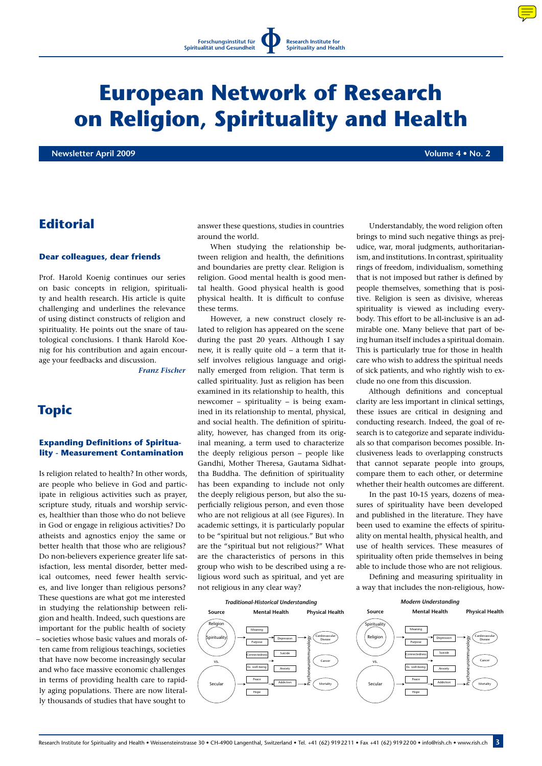# European Network of Research on Religion, Spirituality and Health

**Newsletter April 2009** **Volume 4 • No. 2**

## Editorial

### Dear colleagues, dear friends

Prof. Harold Koenig continues our series on basic concepts in religion, spirituality and health research. His article is quite challenging and underlines the relevance of using distinct constructs of religion and spirituality. He points out the snare of tautological conclusions. I thank Harold Koenig for his contribution and again encourage your feedbacks and discussion.

*Franz Fischer*

## Topic

### Expanding Definitions of Spirituality - Measurement Contamination

Is religion related to health? In other words, are people who believe in God and participate in religious activities such as prayer, scripture study, rituals and worship services, healthier than those who do not believe in God or engage in religious activities? Do atheists and agnostics enjoy the same or better health than those who are religious? Do non-believers experience greater life satisfaction, less mental disorder, better medical outcomes, need fewer health services, and live longer than religious persons? These questions are what got me interested in studying the relationship between religion and health. Indeed, such questions are important for the public health of society – societies whose basic values and morals often came from religious teachings, societies that have now become increasingly secular and who face massive economic challenges in terms of providing health care to rapidly aging populations. There are now literally thousands of studies that have sought to answer these questions, studies in countries around the world.

When studying the relationship between religion and health, the definitions and boundaries are pretty clear. Religion is religion. Good mental health is good mental health. Good physical health is good physical health. It is difficult to confuse these terms.

However, a new construct closely related to religion has appeared on the scene during the past 20 years. Although I say new, it is really quite old – a term that itself involves religious language and originally emerged from religion. That term is called spirituality. Just as religion has been examined in its relationship to health, this newcomer – spirituality – is being examined in its relationship to mental, physical, and social health. The definition of spirituality, however, has changed from its original meaning, a term used to characterize the deeply religious person – people like Gandhi, Mother Theresa, Gautama Sidhattha Buddha. The definition of spirituality has been expanding to include not only the deeply religious person, but also the superficially religious person, and even those who are not religious at all (see Figures). In academic settings, it is particularly popular to be "spiritual but not religious." But who are the "spiritual but not religious?" What are the characteristics of persons in this group who wish to be described using a religious word such as spiritual, and yet are not religious in any clear way?

Understandably, the word religion often brings to mind such negative things as prejudice, war, moral judgments, authoritarianism, and institutions. In contrast, spirituality rings of freedom, individualism, something that is not imposed but rather is defined by people themselves, something that is positive. Religion is seen as divisive, whereas spirituality is viewed as including everybody. This effort to be all-inclusive is an admirable one. Many believe that part of being human itself includes a spiritual domain. This is particularly true for those in health care who wish to address the spiritual needs of sick patients, and who rightly wish to exclude no one from this discussion.

Although definitions and conceptual clarity are less important in clinical settings, these issues are critical in designing and conducting research. Indeed, the goal of research is to categorize and separate individuals so that comparison becomes possible. Inclusiveness leads to overlapping constructs that cannot separate people into groups, compare them to each other, or determine whether their health outcomes are different.

In the past 10-15 years, dozens of measures of spirituality have been developed and published in the literature. They have been used to examine the effects of spirituality on mental health, physical health, and use of health services. These measures of spirituality often pride themselves in being able to include those who are not religious.

Defining and measuring spirituality in a way that includes the non-religious, how-

**Traditional-Historical Understanding**

Source: Religion (Spirituality) vs. Secular → Mental Health: Meaning, Purpose, Connectedness, Ex. well-being, Peace, Hope; Depression, Suicide, Anxiety, Addiction → Psychoneuroimmunology → Physical Health: Cardiovascular Disease, Cancer, Mortality

**Modern Understanding**

Source: Spirituality (Religion) vs. Secular → Mental Health: Meaning, Purpose, Connectedness, Ex. well-being, Peace, Hope; Depression, Suicide, Anxiety, Addiction → Psychoneuroimmunology → Physical Health: Cardiovascular Disease, Cancer, Mortality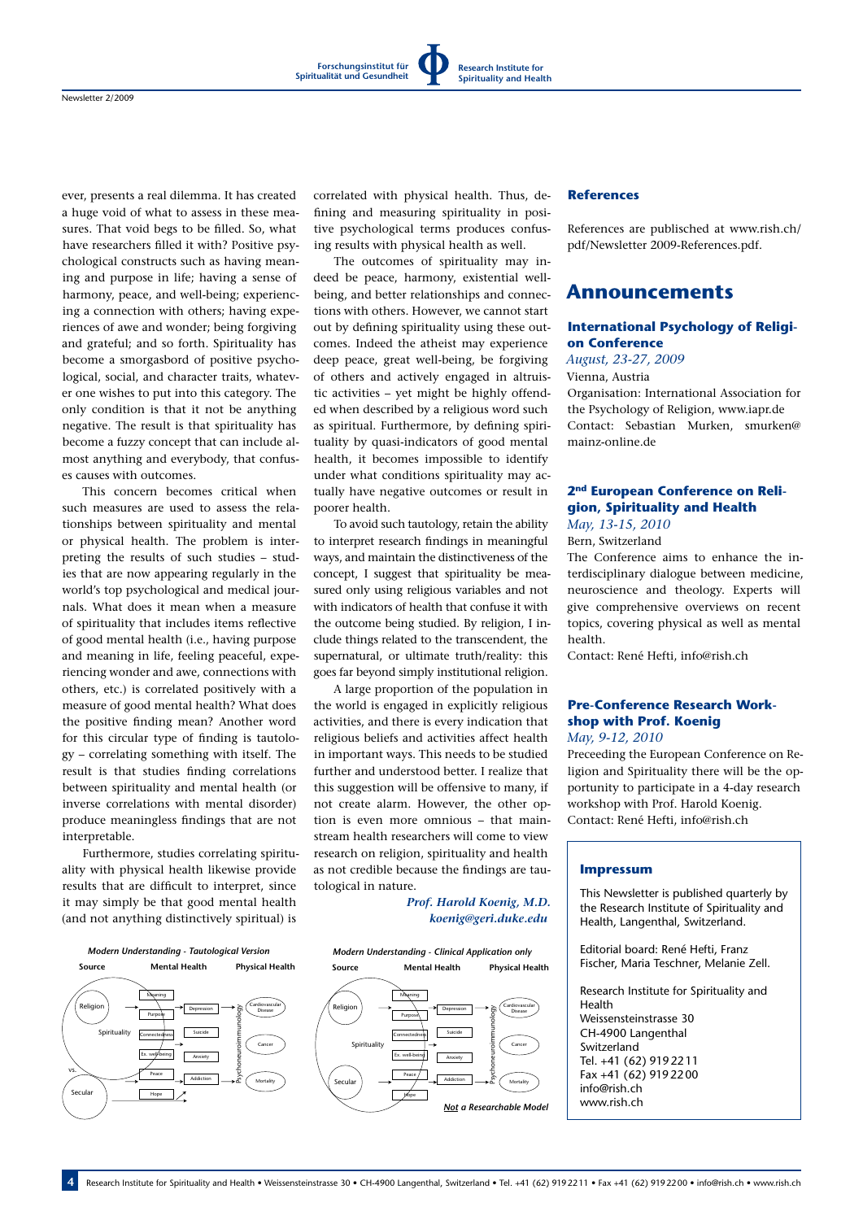ever, presents a real dilemma. It has created a huge void of what to assess in these measures. That void begs to be filled. So, what have researchers filled it with? Positive psychological constructs such as having meaning and purpose in life; having a sense of harmony, peace, and well-being; experiencing a connection with others; having experiences of awe and wonder; being forgiving and grateful; and so forth. Spirituality has become a smorgasbord of positive psychological, social, and character traits, whatever one wishes to put into this category. The only condition is that it not be anything negative. The result is that spirituality has become a fuzzy concept that can include almost anything and everybody, that confuses causes with outcomes.

This concern becomes critical when such measures are used to assess the relationships between spirituality and mental or physical health. The problem is interpreting the results of such studies – studies that are now appearing regularly in the world's top psychological and medical journals. What does it mean when a measure of spirituality that includes items reflective of good mental health (i.e., having purpose and meaning in life, feeling peaceful, experiencing wonder and awe, connections with others, etc.) is correlated positively with a measure of good mental health? What does the positive finding mean? Another word for this circular type of finding is tautology – correlating something with itself. The result is that studies finding correlations between spirituality and mental health (or inverse correlations with mental disorder) produce meaningless findings that are not interpretable.

Furthermore, studies correlating spirituality with physical health likewise provide results that are difficult to interpret, since it may simply be that good mental health (and not anything distinctively spiritual) is correlated with physical health. Thus, defining and measuring spirituality in positive psychological terms produces confusing results with physical health as well.

The outcomes of spirituality may indeed be peace, harmony, existential well-being, and better relationships and connections with others. However, we cannot start out by defining spirituality using these outcomes. Indeed the atheist may experience deep peace, great well-being, be forgiving of others and actively engaged in altruistic activities – yet might be highly offended when described by a religious word such as spiritual. Furthermore, by defining spirituality by quasi-indicators of good mental health, it becomes impossible to identify under what conditions spirituality may actually have negative outcomes or result in poorer health.

To avoid such tautology, retain the ability to interpret research findings in meaningful ways, and maintain the distinctiveness of the concept, I suggest that spirituality be measured only using religious variables and not with indicators of health that confuse it with the outcome being studied. By religion, I include things related to the transcendent, the supernatural, or ultimate truth/reality: this goes far beyond simply institutional religion.

A large proportion of the population in the world is engaged in explicitly religious activities, and there is every indication that religious beliefs and activities affect health in important ways. This needs to be studied further and understood better. I realize that this suggestion will be offensive to many, if not create alarm. However, the other option is even more omnious – that mainstream health researchers will come to view research on religion, spirituality and health as not credible because the findings are tautological in nature.

***Prof. Harold Koenig, M.D.***
***koenig@geri.duke.edu***

*Modern Understanding - Tautological Version*

Source | Mental Health | Physical Health

Religion
Spirituality
vs.
Secular
Meaning
Purpose
Connectedness
Ex. well-being
Peace
Hope
Depression
Suicide
Anxiety
Addiction
Psychoneuroimmunology
Cardiovascular Disease
Cancer
Mortality

*Modern Understanding - Clinical Application only*

Source | Mental Health | Physical Health

Religion
Spirituality
Secular
Meaning
Purpose
Connectedness
Ex. well-being
Peace
Hope
Depression
Suicide
Anxiety
Addiction
Psychoneuroimmunology
Cardiovascular Disease
Cancer
Mortality

***Not** a Researchable Model*

## References

References are publisched at www.rish.ch/pdf/Newsletter 2009-References.pdf.

# Announcements

### International Psychology of Religion Conference

*August, 23-27, 2009*

Vienna, Austria

Organisation: International Association for the Psychology of Religion, www.iapr.de

Contact: Sebastian Murken, smurken@mainz-online.de

### 2nd European Conference on Religion, Spirituality and Health

*May, 13-15, 2010*

Bern, Switzerland

The Conference aims to enhance the interdisciplinary dialogue between medicine, neuroscience and theology. Experts will give comprehensive overviews on recent topics, covering physical as well as mental health.

Contact: René Hefti, info@rish.ch

### Pre-Conference Research Workshop with Prof. Koenig

*May, 9-12, 2010*

Preceeding the European Conference on Religion and Spirituality there will be the opportunity to participate in a 4-day research workshop with Prof. Harold Koenig.

Contact: René Hefti, info@rish.ch

### Impressum

This Newsletter is published quarterly by the Research Institute of Spirituality and Health, Langenthal, Switzerland.

Editorial board: René Hefti, Franz Fischer, Maria Teschner, Melanie Zell.

Research Institute for Spirituality and Health
Weissensteinstrasse 30
CH-4900 Langenthal
Switzerland
Tel. +41 (62) 919 22 11
Fax +41 (62) 919 22 00
info@rish.ch
www.rish.ch